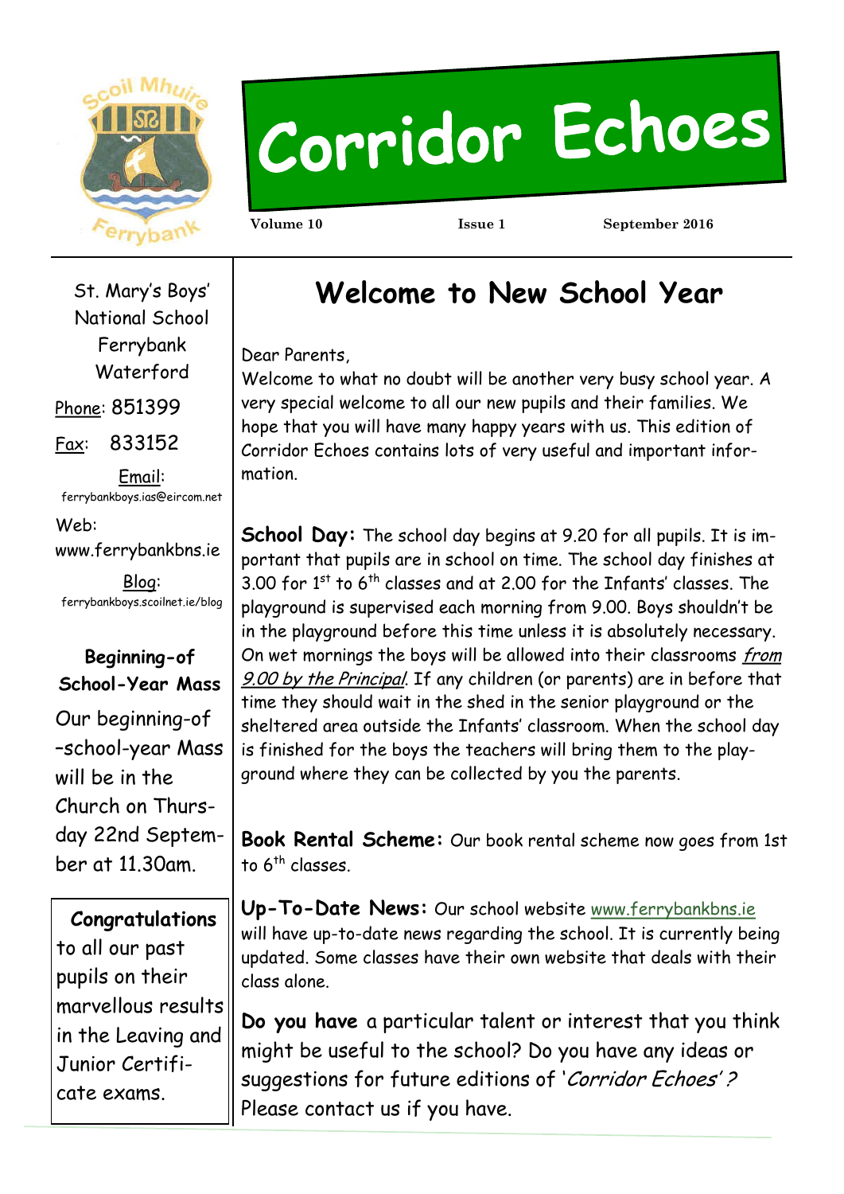# Corridor Echoes

Volume 10 Issue 1 September 2016

St. Mary's Boys' National School
Ferrybank
Waterford

Phone: 851399

Fax: 833152

Email:
ferrybankboys.ias@eircom.net

Web:
www.ferrybankbns.ie

Blog:
ferrybankboys.scoilnet.ie/blog

### Beginning-of School-Year Mass

Our beginning-of-school-year Mass will be in the Church on Thursday 22nd September at 11.30am.

**Congratulations** to all our past pupils on their marvellous results in the Leaving and Junior Certificate exams.

## Welcome to New School Year

Dear Parents,
Welcome to what no doubt will be another very busy school year. A very special welcome to all our new pupils and their families. We hope that you will have many happy years with us. This edition of Corridor Echoes contains lots of very useful and important information.

**School Day:** The school day begins at 9.20 for all pupils. It is important that pupils are in school on time. The school day finishes at 3.00 for 1st to 6th classes and at 2.00 for the Infants' classes. The playground is supervised each morning from 9.00. Boys shouldn't be in the playground before this time unless it is absolutely necessary. On wet mornings the boys will be allowed into their classrooms *from 9.00 by the Principal*. If any children (or parents) are in before that time they should wait in the shed in the senior playground or the sheltered area outside the Infants' classroom. When the school day is finished for the boys the teachers will bring them to the playground where they can be collected by you the parents.

**Book Rental Scheme:** Our book rental scheme now goes from 1st to 6th classes.

**Up-To-Date News:** Our school website www.ferrybankbns.ie will have up-to-date news regarding the school. It is currently being updated. Some classes have their own website that deals with their class alone.

**Do you have** a particular talent or interest that you think might be useful to the school? Do you have any ideas or suggestions for future editions of '*Corridor Echoes*'? Please contact us if you have.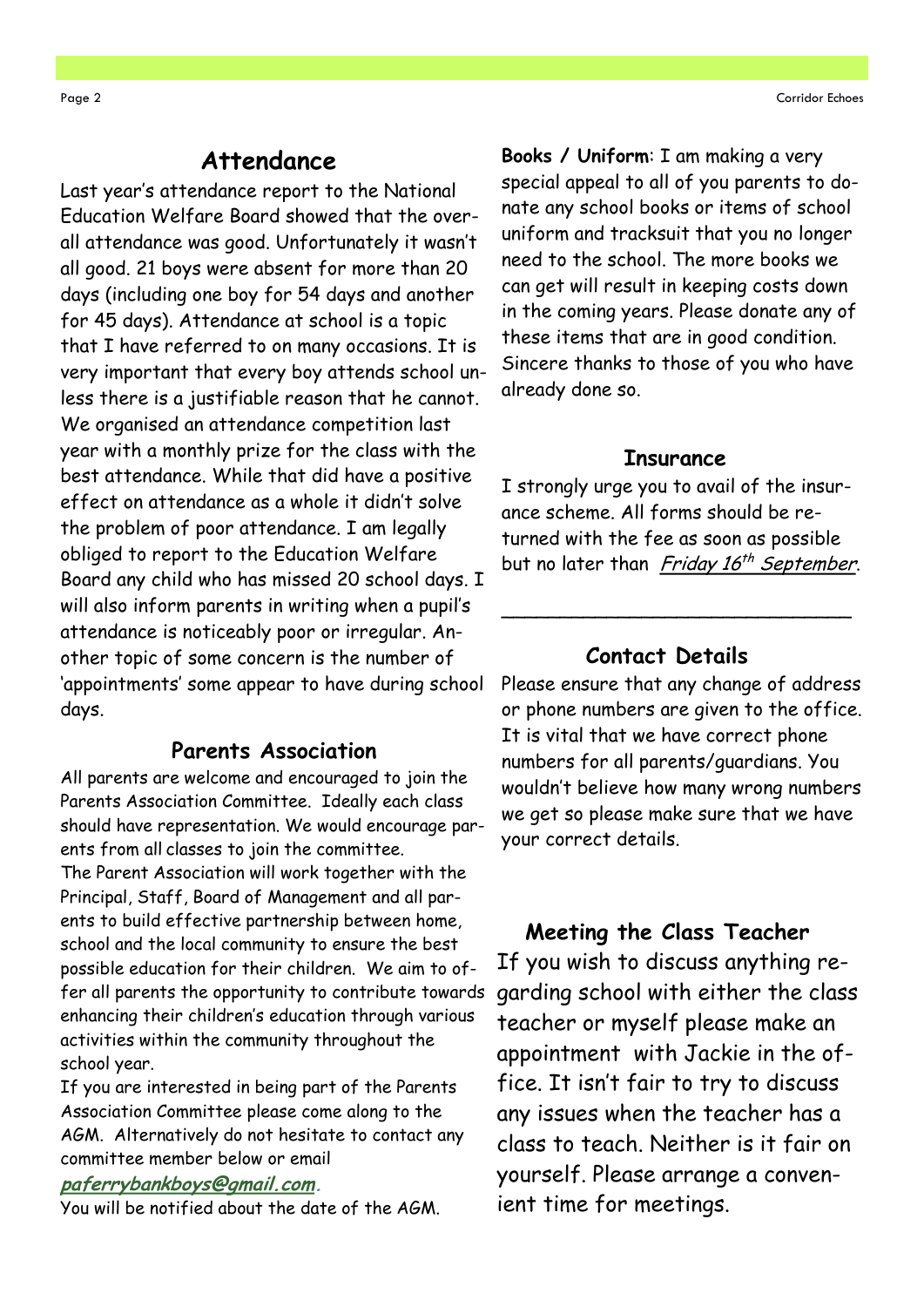## Attendance

Last year's attendance report to the National Education Welfare Board showed that the overall attendance was good. Unfortunately it wasn't all good. 21 boys were absent for more than 20 days (including one boy for 54 days and another for 45 days). Attendance at school is a topic that I have referred to on many occasions. It is very important that every boy attends school unless there is a justifiable reason that he cannot. We organised an attendance competition last year with a monthly prize for the class with the best attendance. While that did have a positive effect on attendance as a whole it didn't solve the problem of poor attendance. I am legally obliged to report to the Education Welfare Board any child who has missed 20 school days. I will also inform parents in writing when a pupil's attendance is noticeably poor or irregular. Another topic of some concern is the number of 'appointments' some appear to have during school days.

## Parents Association

All parents are welcome and encouraged to join the Parents Association Committee. Ideally each class should have representation. We would encourage parents from all classes to join the committee.

The Parent Association will work together with the Principal, Staff, Board of Management and all parents to build effective partnership between home, school and the local community to ensure the best possible education for their children. We aim to offer all parents the opportunity to contribute towards enhancing their children's education through various activities within the community throughout the school year.

If you are interested in being part of the Parents Association Committee please come along to the AGM. Alternatively do not hesitate to contact any committee member below or email **paferrybankboys@gmail.com**.

You will be notified about the date of the AGM.

**Books / Uniform**: I am making a very special appeal to all of you parents to donate any school books or items of school uniform and tracksuit that you no longer need to the school. The more books we can get will result in keeping costs down in the coming years. Please donate any of these items that are in good condition. Sincere thanks to those of you who have already done so.

## Insurance

I strongly urge you to avail of the insurance scheme. All forms should be returned with the fee as soon as possible but no later than *Friday 16th September*.

---

## Contact Details

Please ensure that any change of address or phone numbers are given to the office. It is vital that we have correct phone numbers for all parents/guardians. You wouldn't believe how many wrong numbers we get so please make sure that we have your correct details.

## Meeting the Class Teacher

If you wish to discuss anything regarding school with either the class teacher or myself please make an appointment with Jackie in the office. It isn't fair to try to discuss any issues when the teacher has a class to teach. Neither is it fair on yourself. Please arrange a convenient time for meetings.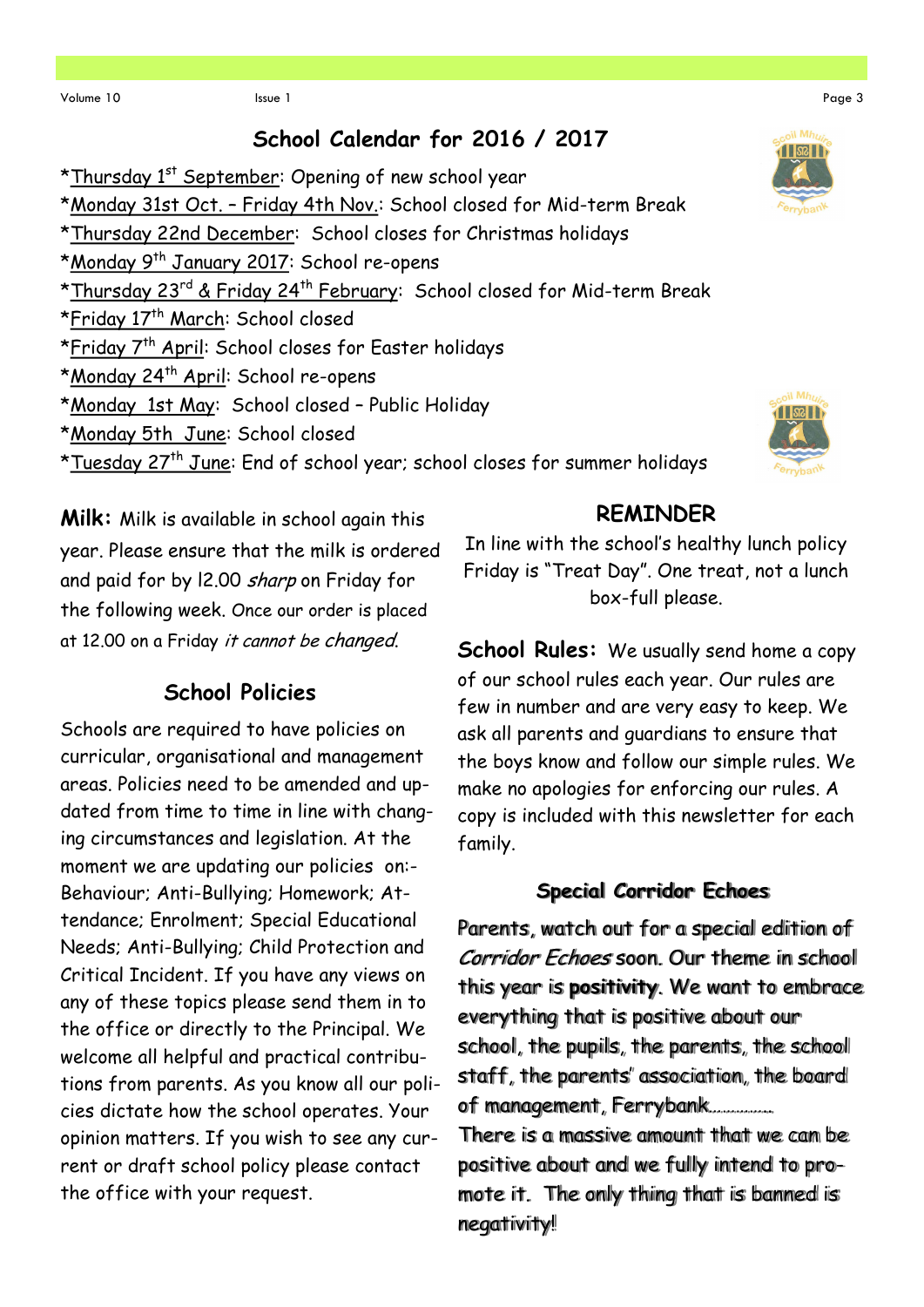## School Calendar for 2016 / 2017

*Thursday 1st September: Opening of new school year
*Monday 31st Oct. – Friday 4th Nov.: School closed for Mid-term Break
*Thursday 22nd December: School closes for Christmas holidays
*Monday 9th January 2017: School re-opens
*Thursday 23rd & Friday 24th February: School closed for Mid-term Break
*Friday 17th March: School closed
*Friday 7th April: School closes for Easter holidays
*Monday 24th April: School re-opens
*Monday 1st May: School closed – Public Holiday
*Monday 5th June: School closed
*Tuesday 27th June: End of school year; school closes for summer holidays

**Milk:** Milk is available in school again this year. Please ensure that the milk is ordered and paid for by 12.00 *sharp* on Friday for the following week. Once our order is placed at 12.00 on a Friday *it cannot be changed*.

### School Policies

Schools are required to have policies on curricular, organisational and management areas. Policies need to be amended and updated from time to time in line with changing circumstances and legislation. At the moment we are updating our policies on:- Behaviour; Anti-Bullying; Homework; Attendance; Enrolment; Special Educational Needs; Anti-Bullying; Child Protection and Critical Incident. If you have any views on any of these topics please send them in to the office or directly to the Principal. We welcome all helpful and practical contributions from parents. As you know all our policies dictate how the school operates. Your opinion matters. If you wish to see any current or draft school policy please contact the office with your request.

### REMINDER

In line with the school's healthy lunch policy Friday is "Treat Day". One treat, not a lunch box-full please.

**School Rules:** We usually send home a copy of our school rules each year. Our rules are few in number and are very easy to keep. We ask all parents and guardians to ensure that the boys know and follow our simple rules. We make no apologies for enforcing our rules. A copy is included with this newsletter for each family.

### Special Corridor Echoes

Parents, watch out for a special edition of *Corridor Echoes* soon. Our theme in school this year is **positivity**. We want to embrace everything that is positive about our school, the pupils, the parents, the school staff, the parents' association, the board of management, Ferrybank.............
There is a massive amount that we can be positive about and we fully intend to promote it. The only thing that is banned is negativity!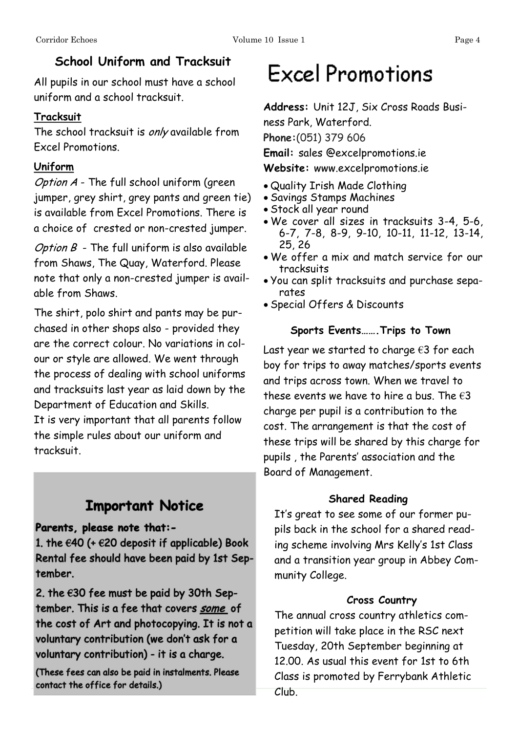## School Uniform and Tracksuit

All pupils in our school must have a school uniform and a school tracksuit.

**Tracksuit**

The school tracksuit is *only* available from Excel Promotions.

**Uniform**

*Option A* - The full school uniform (green jumper, grey shirt, grey pants and green tie) is available from Excel Promotions. There is a choice of crested or non-crested jumper.

*Option B* - The full uniform is also available from Shaws, The Quay, Waterford. Please note that only a non-crested jumper is available from Shaws.

The shirt, polo shirt and pants may be purchased in other shops also - provided they are the correct colour. No variations in colour or style are allowed. We went through the process of dealing with school uniforms and tracksuits last year as laid down by the Department of Education and Skills.
It is very important that all parents follow the simple rules about our uniform and tracksuit.

## Important Notice

**Parents, please note that:-**

**1. the €40 (+ €20 deposit if applicable) Book Rental fee should have been paid by 1st September.**

**2. the €30 fee must be paid by 30th September. This is a fee that covers *some* of the cost of Art and photocopying. It is not a voluntary contribution (we don't ask for a voluntary contribution) - it is a charge.**

**(These fees can also be paid in instalments. Please contact the office for details.)**

# Excel Promotions

**Address:** Unit 12J, Six Cross Roads Business Park, Waterford.
**Phone:**(051) 379 606
**Email:** sales @excelpromotions.ie
**Website:** www.excelpromotions.ie

- Quality Irish Made Clothing
- Savings Stamps Machines
- Stock all year round
- We cover all sizes in tracksuits 3-4, 5-6, 6-7, 7-8, 8-9, 9-10, 10-11, 11-12, 13-14, 25, 26
- We offer a mix and match service for our tracksuits
- You can split tracksuits and purchase separates
- Special Offers & Discounts

### Sports Events…….Trips to Town

Last year we started to charge €3 for each boy for trips to away matches/sports events and trips across town. When we travel to these events we have to hire a bus. The €3 charge per pupil is a contribution to the cost. The arrangement is that the cost of these trips will be shared by this charge for pupils , the Parents' association and the Board of Management.

### Shared Reading

It's great to see some of our former pupils back in the school for a shared reading scheme involving Mrs Kelly's 1st Class and a transition year group in Abbey Community College.

### Cross Country

The annual cross country athletics competition will take place in the RSC next Tuesday, 20th September beginning at 12.00. As usual this event for 1st to 6th Class is promoted by Ferrybank Athletic Club.